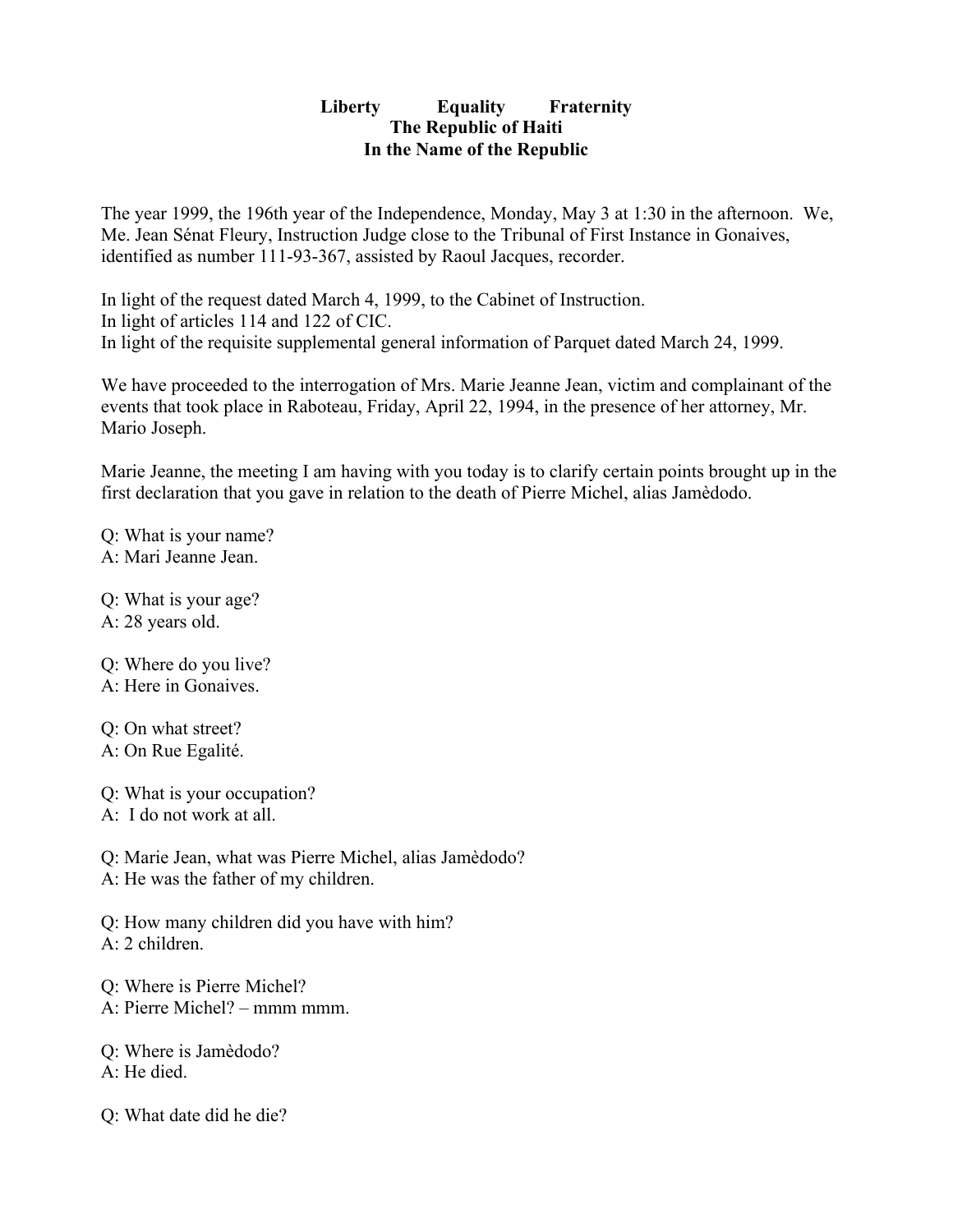**Liberty Equality Fraternity**
**The Republic of Haiti**
**In the Name of the Republic**

The year 1999, the 196th year of the Independence, Monday, May 3 at 1:30 in the afternoon. We, Me. Jean Sénat Fleury, Instruction Judge close to the Tribunal of First Instance in Gonaives, identified as number 111-93-367, assisted by Raoul Jacques, recorder.

In light of the request dated March 4, 1999, to the Cabinet of Instruction.
In light of articles 114 and 122 of CIC.
In light of the requisite supplemental general information of Parquet dated March 24, 1999.

We have proceeded to the interrogation of Mrs. Marie Jeanne Jean, victim and complainant of the events that took place in Raboteau, Friday, April 22, 1994, in the presence of her attorney, Mr. Mario Joseph.

Marie Jeanne, the meeting I am having with you today is to clarify certain points brought up in the first declaration that you gave in relation to the death of Pierre Michel, alias Jamèdodo.

Q: What is your name?
A: Mari Jeanne Jean.

Q: What is your age?
A: 28 years old.

Q: Where do you live?
A: Here in Gonaives.

Q: On what street?
A: On Rue Egalité.

Q: What is your occupation?
A: I do not work at all.

Q: Marie Jean, what was Pierre Michel, alias Jamèdodo?
A: He was the father of my children.

Q: How many children did you have with him?
A: 2 children.

Q: Where is Pierre Michel?
A: Pierre Michel? – mmm mmm.

Q: Where is Jamèdodo?
A: He died.

Q: What date did he die?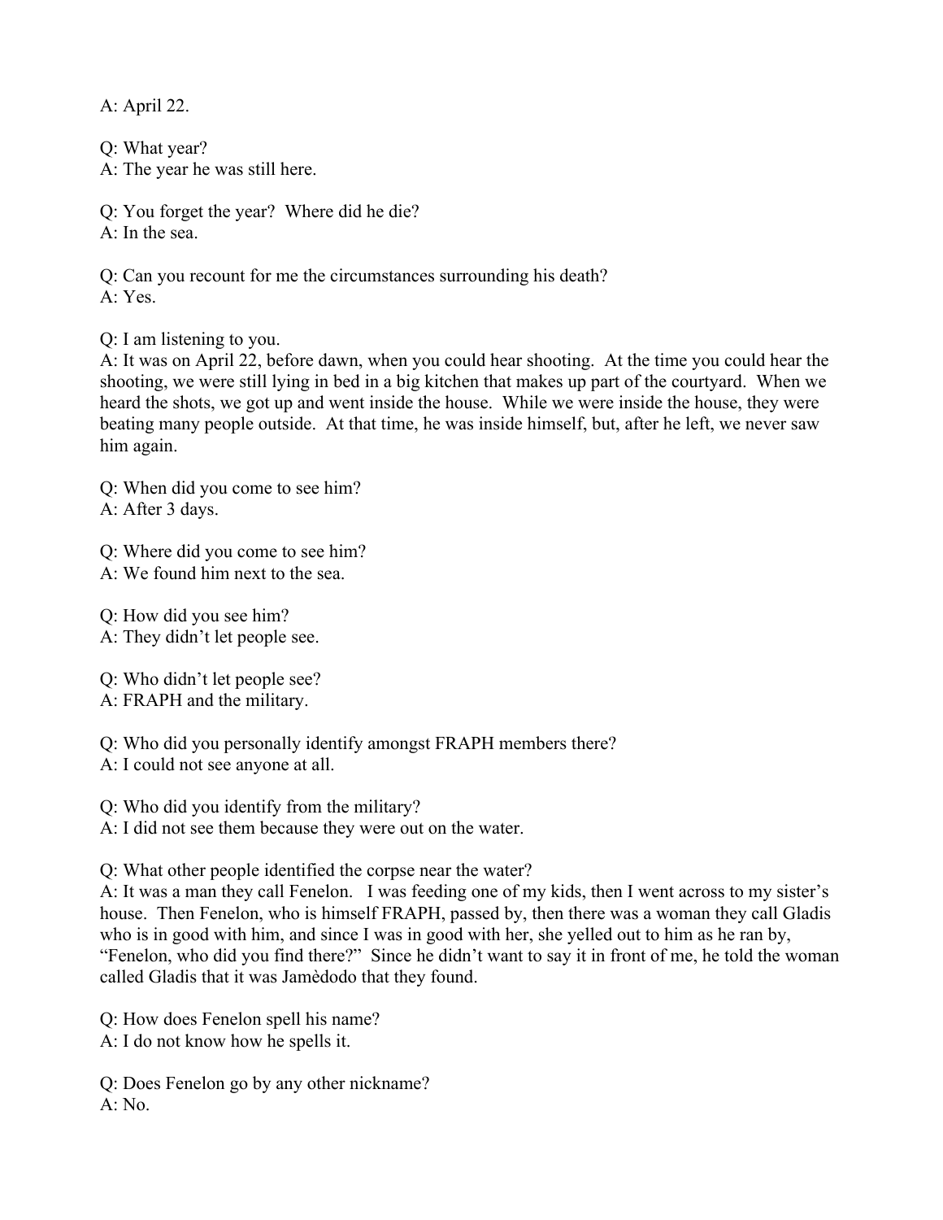A: April 22.

Q: What year?
A: The year he was still here.

Q: You forget the year? Where did he die?
A: In the sea.

Q: Can you recount for me the circumstances surrounding his death?
A: Yes.

Q: I am listening to you.
A: It was on April 22, before dawn, when you could hear shooting. At the time you could hear the shooting, we were still lying in bed in a big kitchen that makes up part of the courtyard. When we heard the shots, we got up and went inside the house. While we were inside the house, they were beating many people outside. At that time, he was inside himself, but, after he left, we never saw him again.

Q: When did you come to see him?
A: After 3 days.

Q: Where did you come to see him?
A: We found him next to the sea.

Q: How did you see him?
A: They didn't let people see.

Q: Who didn't let people see?
A: FRAPH and the military.

Q: Who did you personally identify amongst FRAPH members there?
A: I could not see anyone at all.

Q: Who did you identify from the military?
A: I did not see them because they were out on the water.

Q: What other people identified the corpse near the water?
A: It was a man they call Fenelon. I was feeding one of my kids, then I went across to my sister's house. Then Fenelon, who is himself FRAPH, passed by, then there was a woman they call Gladis who is in good with him, and since I was in good with her, she yelled out to him as he ran by, "Fenelon, who did you find there?" Since he didn't want to say it in front of me, he told the woman called Gladis that it was Jamèdodo that they found.

Q: How does Fenelon spell his name?
A: I do not know how he spells it.

Q: Does Fenelon go by any other nickname?
A: No.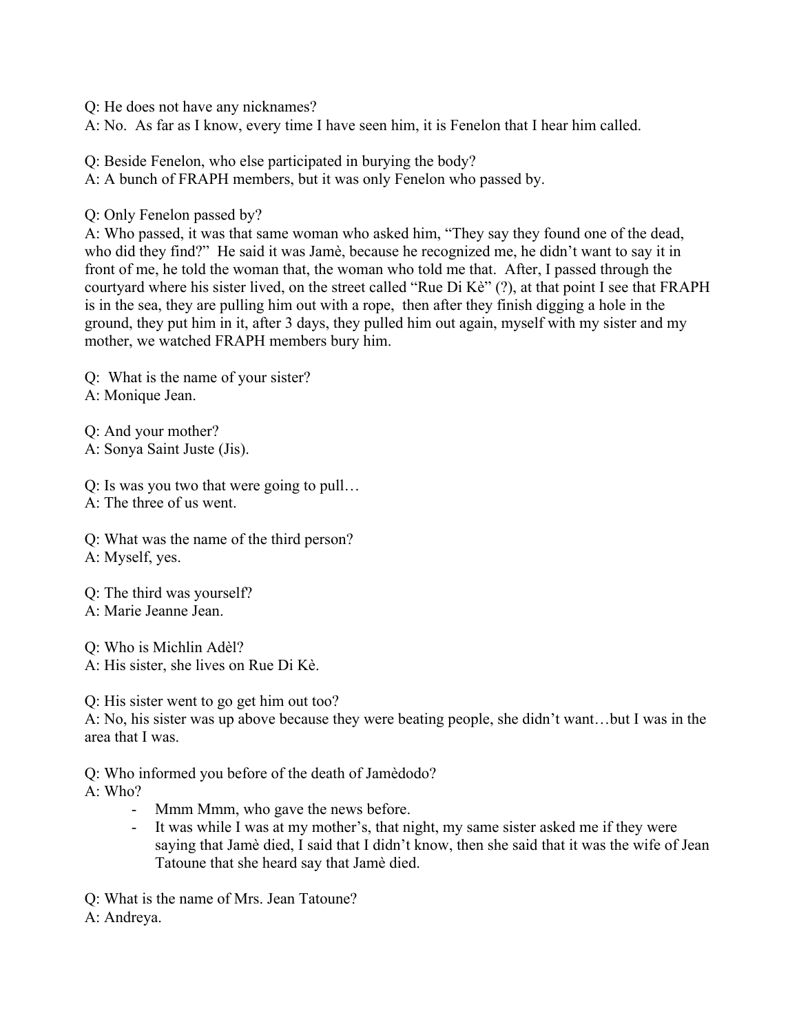Q: He does not have any nicknames?
A: No. As far as I know, every time I have seen him, it is Fenelon that I hear him called.

Q: Beside Fenelon, who else participated in burying the body?
A: A bunch of FRAPH members, but it was only Fenelon who passed by.

Q: Only Fenelon passed by?
A: Who passed, it was that same woman who asked him, "They say they found one of the dead, who did they find?" He said it was Jamè, because he recognized me, he didn't want to say it in front of me, he told the woman that, the woman who told me that. After, I passed through the courtyard where his sister lived, on the street called "Rue Di Kè" (?), at that point I see that FRAPH is in the sea, they are pulling him out with a rope, then after they finish digging a hole in the ground, they put him in it, after 3 days, they pulled him out again, myself with my sister and my mother, we watched FRAPH members bury him.

Q: What is the name of your sister?
A: Monique Jean.

Q: And your mother?
A: Sonya Saint Juste (Jis).

Q: Is was you two that were going to pull…
A: The three of us went.

Q: What was the name of the third person?
A: Myself, yes.

Q: The third was yourself?
A: Marie Jeanne Jean.

Q: Who is Michlin Adèl?
A: His sister, she lives on Rue Di Kè.

Q: His sister went to go get him out too?
A: No, his sister was up above because they were beating people, she didn't want…but I was in the area that I was.

Q: Who informed you before of the death of Jamèdodo?
A: Who?

- Mmm Mmm, who gave the news before.
- It was while I was at my mother's, that night, my same sister asked me if they were saying that Jamè died, I said that I didn't know, then she said that it was the wife of Jean Tatoune that she heard say that Jamè died.

Q: What is the name of Mrs. Jean Tatoune?
A: Andreya.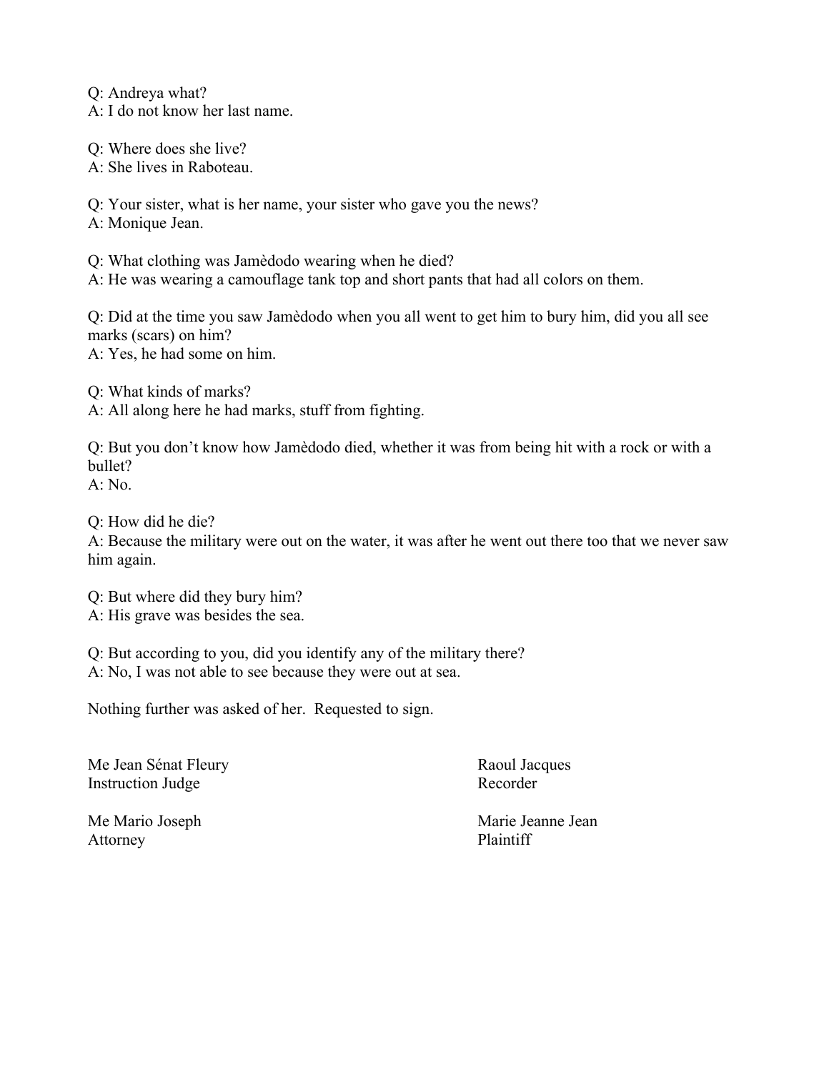Q: Andreya what?
A: I do not know her last name.

Q: Where does she live?
A: She lives in Raboteau.

Q: Your sister, what is her name, your sister who gave you the news?
A: Monique Jean.

Q: What clothing was Jamèdodo wearing when he died?
A: He was wearing a camouflage tank top and short pants that had all colors on them.

Q: Did at the time you saw Jamèdodo when you all went to get him to bury him, did you all see marks (scars) on him?
A: Yes, he had some on him.

Q: What kinds of marks?
A: All along here he had marks, stuff from fighting.

Q: But you don't know how Jamèdodo died, whether it was from being hit with a rock or with a bullet?
A: No.

Q: How did he die?
A: Because the military were out on the water, it was after he went out there too that we never saw him again.

Q: But where did they bury him?
A: His grave was besides the sea.

Q: But according to you, did you identify any of the military there?
A: No, I was not able to see because they were out at sea.

Nothing further was asked of her. Requested to sign.

Me Jean Sénat Fleury
Instruction Judge

Raoul Jacques
Recorder

Me Mario Joseph
Attorney

Marie Jeanne Jean
Plaintiff